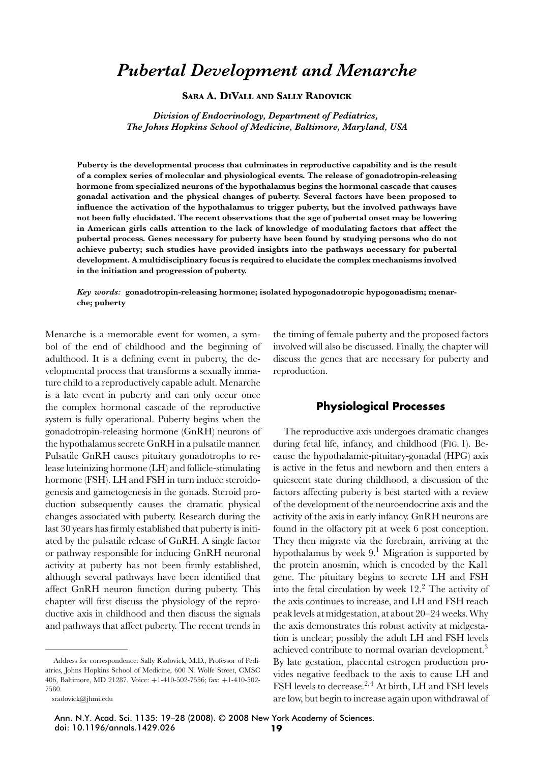# *Pubertal Development and Menarche*

**Sara A. DiVall and Sally Radovick**

*Division of Endocrinology, Department of Pediatrics, The Johns Hopkins School of Medicine, Baltimore, Maryland, USA*

**Puberty is the developmental process that culminates in reproductive capability and is the result of a complex series of molecular and physiological events. The release of gonadotropin-releasing hormone from specialized neurons of the hypothalamus begins the hormonal cascade that causes gonadal activation and the physical changes of puberty. Several factors have been proposed to influence the activation of the hypothalamus to trigger puberty, but the involved pathways have not been fully elucidated. The recent observations that the age of pubertal onset may be lowering in American girls calls attention to the lack of knowledge of modulating factors that affect the pubertal process. Genes necessary for puberty have been found by studying persons who do not achieve puberty; such studies have provided insights into the pathways necessary for pubertal development. A multidisciplinary focus is required to elucidate the complex mechanisms involved in the initiation and progression of puberty.**

*Key words:* **gonadotropin-releasing hormone; isolated hypogonadotropic hypogonadism; menarche; puberty**

Menarche is a memorable event for women, a symbol of the end of childhood and the beginning of adulthood. It is a defining event in puberty, the developmental process that transforms a sexually immature child to a reproductively capable adult. Menarche is a late event in puberty and can only occur once the complex hormonal cascade of the reproductive system is fully operational. Puberty begins when the gonadotropin-releasing hormone (GnRH) neurons of the hypothalamus secrete GnRH in a pulsatile manner. Pulsatile GnRH causes pituitary gonadotrophs to release luteinizing hormone (LH) and follicle-stimulating hormone (FSH). LH and FSH in turn induce steroidogenesis and gametogenesis in the gonads. Steroid production subsequently causes the dramatic physical changes associated with puberty. Research during the last 30 years has firmly established that puberty is initiated by the pulsatile release of GnRH. A single factor or pathway responsible for inducing GnRH neuronal activity at puberty has not been firmly established, although several pathways have been identified that affect GnRH neuron function during puberty. This chapter will first discuss the physiology of the reproductive axis in childhood and then discuss the signals and pathways that affect puberty. The recent trends in the timing of female puberty and the proposed factors involved will also be discussed. Finally, the chapter will discuss the genes that are necessary for puberty and reproduction.

## Physiological Processes

The reproductive axis undergoes dramatic changes during fetal life, infancy, and childhood (Fig. 1). Because the hypothalamic-pituitary-gonadal (HPG) axis is active in the fetus and newborn and then enters a quiescent state during childhood, a discussion of the factors affecting puberty is best started with a review of the development of the neuroendocrine axis and the activity of the axis in early infancy. GnRH neurons are found in the olfactory pit at week 6 post conception. They then migrate via the forebrain, arriving at the hypothalamus by week 9.[1] Migration is supported by the protein anosmin, which is encoded by the Kal1 gene. The pituitary begins to secrete LH and FSH into the fetal circulation by week 12.[2] The activity of the axis continues to increase, and LH and FSH reach peak levels at midgestation, at about 20–24 weeks. Why the axis demonstrates this robust activity at midgestation is unclear; possibly the adult LH and FSH levels achieved contribute to normal ovarian development.[3] By late gestation, placental estrogen production provides negative feedback to the axis to cause LH and FSH levels to decrease.[2,4] At birth, LH and FSH levels are low, but begin to increase again upon withdrawal of

---

Address for correspondence: Sally Radovick, M.D., Professor of Pediatrics, Johns Hopkins School of Medicine, 600 N. Wolfe Street, CMSC 406, Baltimore, MD 21287. Voice: +1-410-502-7556; fax: +1-410-502-7580.

sradovick@jhmi.edu

Ann. N.Y. Acad. Sci. 1135: 19–28 (2008). © 2008 New York Academy of Sciences.
doi: 10.1196/annals.1429.026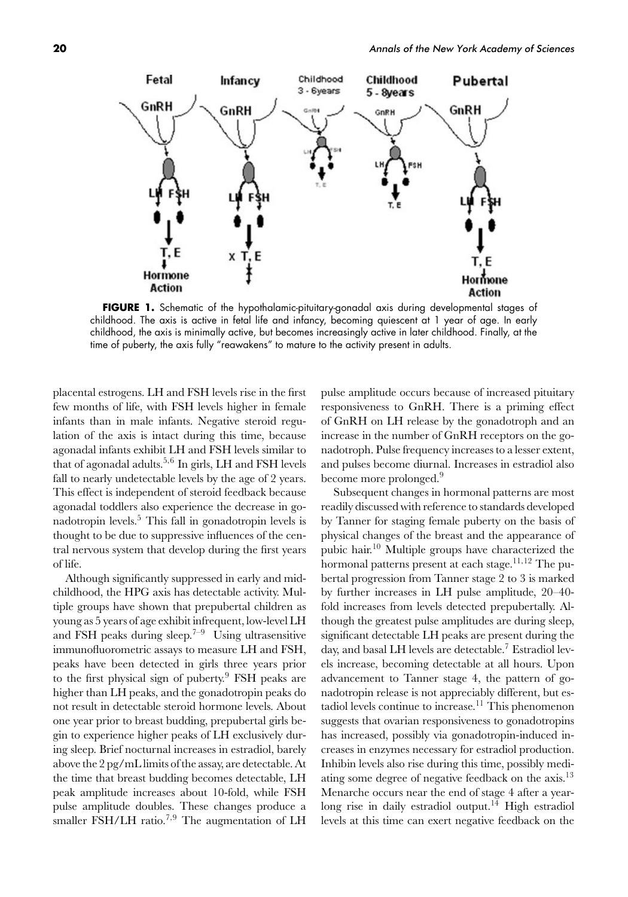**FIGURE 1.** Schematic of the hypothalamic-pituitary-gonadal axis during developmental stages of childhood. The axis is active in fetal life and infancy, becoming quiescent at 1 year of age. In early childhood, the axis is minimally active, but becomes increasingly active in later childhood. Finally, at the time of puberty, the axis fully "reawakens" to mature to the activity present in adults.

placental estrogens. LH and FSH levels rise in the first few months of life, with FSH levels higher in female infants than in male infants. Negative steroid regulation of the axis is intact during this time, because agonadal infants exhibit LH and FSH levels similar to that of agonadal adults.[5,6] In girls, LH and FSH levels fall to nearly undetectable levels by the age of 2 years. This effect is independent of steroid feedback because agonadal toddlers also experience the decrease in gonadotropin levels.[5] This fall in gonadotropin levels is thought to be due to suppressive influences of the central nervous system that develop during the first years of life.

Although significantly suppressed in early and mid-childhood, the HPG axis has detectable activity. Multiple groups have shown that prepubertal children as young as 5 years of age exhibit infrequent, low-level LH and FSH peaks during sleep.[7–9] Using ultrasensitive immunofluorometric assays to measure LH and FSH, peaks have been detected in girls three years prior to the first physical sign of puberty.[9] FSH peaks are higher than LH peaks, and the gonadotropin peaks do not result in detectable steroid hormone levels. About one year prior to breast budding, prepubertal girls begin to experience higher peaks of LH exclusively during sleep. Brief nocturnal increases in estradiol, barely above the 2 pg/mL limits of the assay, are detectable. At the time that breast budding becomes detectable, LH peak amplitude increases about 10-fold, while FSH pulse amplitude doubles. These changes produce a smaller FSH/LH ratio.[7,9] The augmentation of LH pulse amplitude occurs because of increased pituitary responsiveness to GnRH. There is a priming effect of GnRH on LH release by the gonadotroph and an increase in the number of GnRH receptors on the gonadotroph. Pulse frequency increases to a lesser extent, and pulses become diurnal. Increases in estradiol also become more prolonged.[9]

Subsequent changes in hormonal patterns are most readily discussed with reference to standards developed by Tanner for staging female puberty on the basis of physical changes of the breast and the appearance of pubic hair.[10] Multiple groups have characterized the hormonal patterns present at each stage.[11,12] The pubertal progression from Tanner stage 2 to 3 is marked by further increases in LH pulse amplitude, 20–40-fold increases from levels detected prepubertally. Although the greatest pulse amplitudes are during sleep, significant detectable LH peaks are present during the day, and basal LH levels are detectable.[7] Estradiol levels increase, becoming detectable at all hours. Upon advancement to Tanner stage 4, the pattern of gonadotropin release is not appreciably different, but estadiol levels continue to increase.[11] This phenomenon suggests that ovarian responsiveness to gonadotropins has increased, possibly via gonadotropin-induced increases in enzymes necessary for estradiol production. Inhibin levels also rise during this time, possibly mediating some degree of negative feedback on the axis.[13] Menarche occurs near the end of stage 4 after a year-long rise in daily estradiol output.[14] High estradiol levels at this time can exert negative feedback on the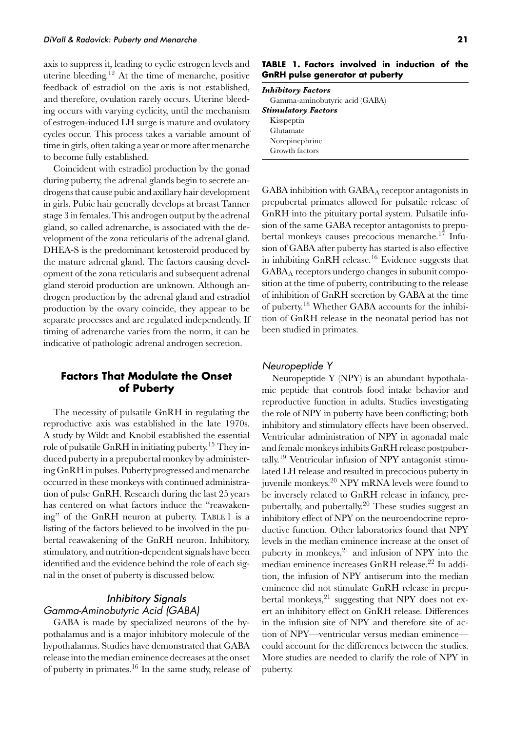axis to suppress it, leading to cyclic estrogen levels and uterine bleeding.[12] At the time of menarche, positive feedback of estradiol on the axis is not established, and therefore, ovulation rarely occurs. Uterine bleeding occurs with varying cyclicity, until the mechanism of estrogen-induced LH surge is mature and ovulatory cycles occur. This process takes a variable amount of time in girls, often taking a year or more after menarche to become fully established.

Coincident with estradiol production by the gonad during puberty, the adrenal glands begin to secrete androgens that cause pubic and axillary hair development in girls. Pubic hair generally develops at breast Tanner stage 3 in females. This androgen output by the adrenal gland, so called adrenarche, is associated with the development of the zona reticularis of the adrenal gland. DHEA-S is the predominant ketosteroid produced by the mature adrenal gland. The factors causing development of the zona reticularis and subsequent adrenal gland steroid production are unknown. Although androgen production by the adrenal gland and estradiol production by the ovary coincide, they appear to be separate processes and are regulated independently. If timing of adrenarche varies from the norm, it can be indicative of pathologic adrenal androgen secretion.

## Factors That Modulate the Onset of Puberty

The necessity of pulsatile GnRH in regulating the reproductive axis was established in the late 1970s. A study by Wildt and Knobil established the essential role of pulsatile GnRH in initiating puberty.[15] They induced puberty in a prepubertal monkey by administering GnRH in pulses. Puberty progressed and menarche occurred in these monkeys with continued administration of pulse GnRH. Research during the last 25 years has centered on what factors induce the "reawakening" of the GnRH neuron at puberty. TABLE 1 is a listing of the factors believed to be involved in the pubertal reawakening of the GnRH neuron. Inhibitory, stimulatory, and nutrition-dependent signals have been identified and the evidence behind the role of each signal in the onset of puberty is discussed below.

**TABLE 1. Factors involved in induction of the GnRH pulse generator at puberty**

| |
|---|
| ***Inhibitory Factors*** |
| Gamma-aminobutyric acid (GABA) |
| ***Stimulatory Factors*** |
| Kisspeptin |
| Glutamate |
| Norepinephrine |
| Growth factors |

### *Inhibitory Signals*

#### *Gamma-Aminobutyric Acid (GABA)*

GABA is made by specialized neurons of the hypothalamus and is a major inhibitory molecule of the hypothalamus. Studies have demonstrated that GABA release into the median eminence decreases at the onset of puberty in primates.[16] In the same study, release of GABA inhibition with $GABA_A$ receptor antagonists in prepubertal primates allowed for pulsatile release of GnRH into the pituitary portal system. Pulsatile infusion of the same GABA receptor antagonists to prepubertal monkeys causes precocious menarche.[17] Infusion of GABA after puberty has started is also effective in inhibiting GnRH release.[16] Evidence suggests that $GABA_A$ receptors undergo changes in subunit composition at the time of puberty, contributing to the release of inhibition of GnRH secretion by GABA at the time of puberty.[18] Whether GABA accounts for the inhibition of GnRH release in the neonatal period has not been studied in primates.

#### *Neuropeptide Y*

Neuropeptide Y (NPY) is an abundant hypothalamic peptide that controls food intake behavior and reproductive function in adults. Studies investigating the role of NPY in puberty have been conflicting; both inhibitory and stimulatory effects have been observed. Ventricular administration of NPY in agonadal male and female monkeys inhibits GnRH release postpubertally.[19] Ventricular infusion of NPY antagonist stimulated LH release and resulted in precocious puberty in juvenile monkeys.[20] NPY mRNA levels were found to be inversely related to GnRH release in infancy, prepubertally, and pubertally.[20] These studies suggest an inhibitory effect of NPY on the neuroendocrine reproductive function. Other laboratories found that NPY levels in the median eminence increase at the onset of puberty in monkeys,[21] and infusion of NPY into the median eminence increases GnRH release.[22] In addition, the infusion of NPY antiserum into the median eminence did not stimulate GnRH release in prepubertal monkeys,[21] suggesting that NPY does not exert an inhibitory effect on GnRH release. Differences in the infusion site of NPY and therefore site of action of NPY—ventricular versus median eminence—could account for the differences between the studies. More studies are needed to clarify the role of NPY in puberty.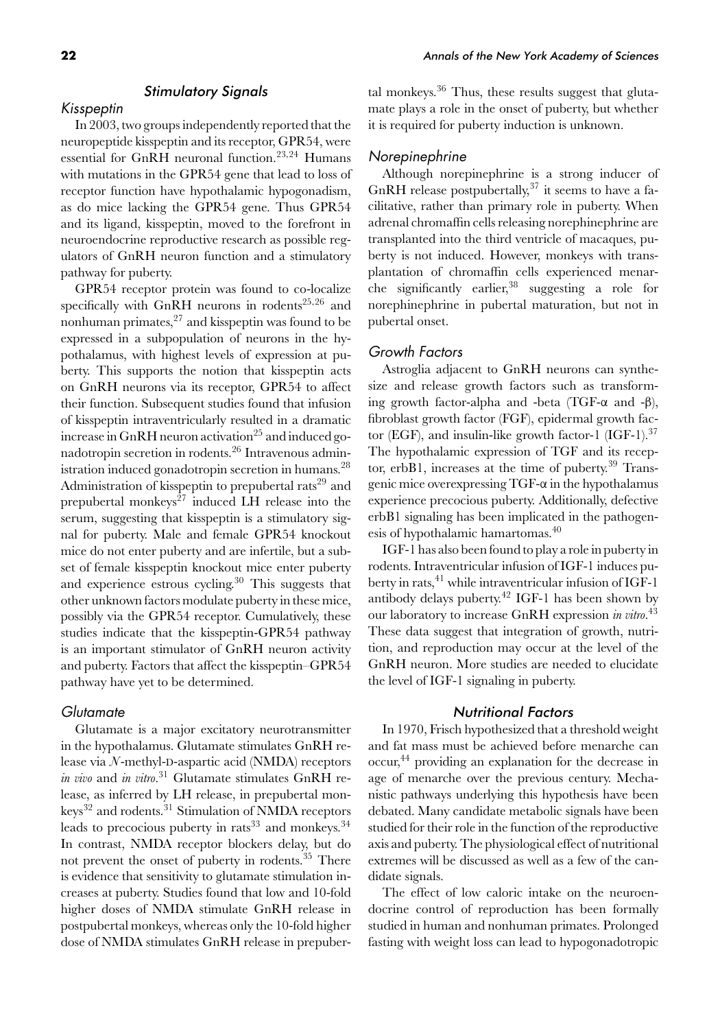## Stimulatory Signals

### Kisspeptin

In 2003, two groups independently reported that the neuropeptide kisspeptin and its receptor, GPR54, were essential for GnRH neuronal function.[23,24] Humans with mutations in the GPR54 gene that lead to loss of receptor function have hypothalamic hypogonadism, as do mice lacking the GPR54 gene. Thus GPR54 and its ligand, kisspeptin, moved to the forefront in neuroendocrine reproductive research as possible regulators of GnRH neuron function and a stimulatory pathway for puberty.

GPR54 receptor protein was found to co-localize specifically with GnRH neurons in rodents[25,26] and nonhuman primates,[27] and kisspeptin was found to be expressed in a subpopulation of neurons in the hypothalamus, with highest levels of expression at puberty. This supports the notion that kisspeptin acts on GnRH neurons via its receptor, GPR54 to affect their function. Subsequent studies found that infusion of kisspeptin intraventricularly resulted in a dramatic increase in GnRH neuron activation[25] and induced gonadotropin secretion in rodents.[26] Intravenous administration induced gonadotropin secretion in humans.[28] Administration of kisspeptin to prepubertal rats[29] and prepubertal monkeys[27] induced LH release into the serum, suggesting that kisspeptin is a stimulatory signal for puberty. Male and female GPR54 knockout mice do not enter puberty and are infertile, but a subset of female kisspeptin knockout mice enter puberty and experience estrous cycling.[30] This suggests that other unknown factors modulate puberty in these mice, possibly via the GPR54 receptor. Cumulatively, these studies indicate that the kisspeptin-GPR54 pathway is an important stimulator of GnRH neuron activity and puberty. Factors that affect the kisspeptin–GPR54 pathway have yet to be determined.

### Glutamate

Glutamate is a major excitatory neurotransmitter in the hypothalamus. Glutamate stimulates GnRH release via *N*-methyl-D-aspartic acid (NMDA) receptors *in vivo* and *in vitro*.[31] Glutamate stimulates GnRH release, as inferred by LH release, in prepubertal monkeys[32] and rodents.[31] Stimulation of NMDA receptors leads to precocious puberty in rats[33] and monkeys.[34] In contrast, NMDA receptor blockers delay, but do not prevent the onset of puberty in rodents.[35] There is evidence that sensitivity to glutamate stimulation increases at puberty. Studies found that low and 10-fold higher doses of NMDA stimulate GnRH release in postpubertal monkeys, whereas only the 10-fold higher dose of NMDA stimulates GnRH release in prepubertal monkeys.[36] Thus, these results suggest that glutamate plays a role in the onset of puberty, but whether it is required for puberty induction is unknown.

### Norepinephrine

Although norepinephrine is a strong inducer of GnRH release postpubertally,[37] it seems to have a facilitative, rather than primary role in puberty. When adrenal chromaffin cells releasing norephinephrine are transplanted into the third ventricle of macaques, puberty is not induced. However, monkeys with transplantation of chromaffin cells experienced menarche significantly earlier,[38] suggesting a role for norephinephrine in pubertal maturation, but not in pubertal onset.

### Growth Factors

Astroglia adjacent to GnRH neurons can synthesize and release growth factors such as transforming growth factor-alpha and -beta (TGF-α and -β), fibroblast growth factor (FGF), epidermal growth factor (EGF), and insulin-like growth factor-1 (IGF-1).[37] The hypothalamic expression of TGF and its receptor, erbB1, increases at the time of puberty.[39] Transgenic mice overexpressing TGF-α in the hypothalamus experience precocious puberty. Additionally, defective erbB1 signaling has been implicated in the pathogenesis of hypothalamic hamartomas.[40]

IGF-1 has also been found to play a role in puberty in rodents. Intraventricular infusion of IGF-1 induces puberty in rats,[41] while intraventricular infusion of IGF-1 antibody delays puberty.[42] IGF-1 has been shown by our laboratory to increase GnRH expression *in vitro*.[43] These data suggest that integration of growth, nutrition, and reproduction may occur at the level of the GnRH neuron. More studies are needed to elucidate the level of IGF-1 signaling in puberty.

## Nutritional Factors

In 1970, Frisch hypothesized that a threshold weight and fat mass must be achieved before menarche can occur,[44] providing an explanation for the decrease in age of menarche over the previous century. Mechanistic pathways underlying this hypothesis have been debated. Many candidate metabolic signals have been studied for their role in the function of the reproductive axis and puberty. The physiological effect of nutritional extremes will be discussed as well as a few of the candidate signals.

The effect of low caloric intake on the neuroendocrine control of reproduction has been formally studied in human and nonhuman primates. Prolonged fasting with weight loss can lead to hypogonadotropic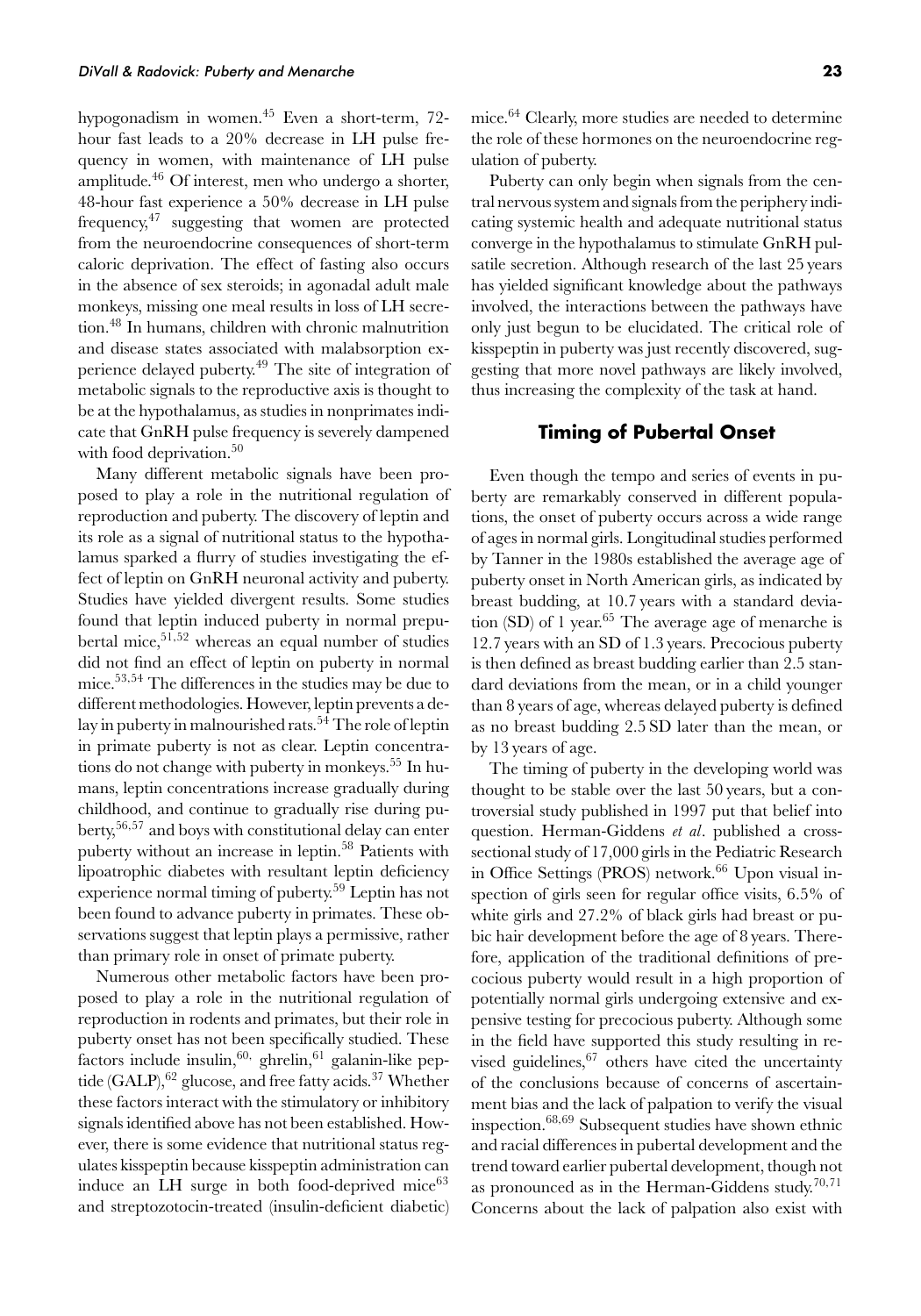hypogonadism in women.[45] Even a short-term, 72-hour fast leads to a 20% decrease in LH pulse frequency in women, with maintenance of LH pulse amplitude.[46] Of interest, men who undergo a shorter, 48-hour fast experience a 50% decrease in LH pulse frequency,[47] suggesting that women are protected from the neuroendocrine consequences of short-term caloric deprivation. The effect of fasting also occurs in the absence of sex steroids; in agonadal adult male monkeys, missing one meal results in loss of LH secretion.[48] In humans, children with chronic malnutrition and disease states associated with malabsorption experience delayed puberty.[49] The site of integration of metabolic signals to the reproductive axis is thought to be at the hypothalamus, as studies in nonprimates indicate that GnRH pulse frequency is severely dampened with food deprivation.[50]

Many different metabolic signals have been proposed to play a role in the nutritional regulation of reproduction and puberty. The discovery of leptin and its role as a signal of nutritional status to the hypothalamus sparked a flurry of studies investigating the effect of leptin on GnRH neuronal activity and puberty. Studies have yielded divergent results. Some studies found that leptin induced puberty in normal prepubertal mice,[51,52] whereas an equal number of studies did not find an effect of leptin on puberty in normal mice.[53,54] The differences in the studies may be due to different methodologies. However, leptin prevents a delay in puberty in malnourished rats.[54] The role of leptin in primate puberty is not as clear. Leptin concentrations do not change with puberty in monkeys.[55] In humans, leptin concentrations increase gradually during childhood, and continue to gradually rise during puberty,[56,57] and boys with constitutional delay can enter puberty without an increase in leptin.[58] Patients with lipoatrophic diabetes with resultant leptin deficiency experience normal timing of puberty.[59] Leptin has not been found to advance puberty in primates. These observations suggest that leptin plays a permissive, rather than primary role in onset of primate puberty.

Numerous other metabolic factors have been proposed to play a role in the nutritional regulation of reproduction in rodents and primates, but their role in puberty onset has not been specifically studied. These factors include insulin,[60,] ghrelin,[61] galanin-like peptide (GALP),[62] glucose, and free fatty acids.[37] Whether these factors interact with the stimulatory or inhibitory signals identified above has not been established. However, there is some evidence that nutritional status regulates kisspeptin because kisspeptin administration can induce an LH surge in both food-deprived mice[63] and streptozotocin-treated (insulin-deficient diabetic) mice.[64] Clearly, more studies are needed to determine the role of these hormones on the neuroendocrine regulation of puberty.

Puberty can only begin when signals from the central nervous system and signals from the periphery indicating systemic health and adequate nutritional status converge in the hypothalamus to stimulate GnRH pulsatile secretion. Although research of the last 25 years has yielded significant knowledge about the pathways involved, the interactions between the pathways have only just begun to be elucidated. The critical role of kisspeptin in puberty was just recently discovered, suggesting that more novel pathways are likely involved, thus increasing the complexity of the task at hand.

## Timing of Pubertal Onset

Even though the tempo and series of events in puberty are remarkably conserved in different populations, the onset of puberty occurs across a wide range of ages in normal girls. Longitudinal studies performed by Tanner in the 1980s established the average age of puberty onset in North American girls, as indicated by breast budding, at 10.7 years with a standard deviation (SD) of 1 year.[65] The average age of menarche is 12.7 years with an SD of 1.3 years. Precocious puberty is then defined as breast budding earlier than 2.5 standard deviations from the mean, or in a child younger than 8 years of age, whereas delayed puberty is defined as no breast budding 2.5 SD later than the mean, or by 13 years of age.

The timing of puberty in the developing world was thought to be stable over the last 50 years, but a controversial study published in 1997 put that belief into question. Herman-Giddens *et al*. published a cross-sectional study of 17,000 girls in the Pediatric Research in Office Settings (PROS) network.[66] Upon visual inspection of girls seen for regular office visits, 6.5% of white girls and 27.2% of black girls had breast or pubic hair development before the age of 8 years. Therefore, application of the traditional definitions of precocious puberty would result in a high proportion of potentially normal girls undergoing extensive and expensive testing for precocious puberty. Although some in the field have supported this study resulting in revised guidelines,[67] others have cited the uncertainty of the conclusions because of concerns of ascertainment bias and the lack of palpation to verify the visual inspection.[68,69] Subsequent studies have shown ethnic and racial differences in pubertal development and the trend toward earlier pubertal development, though not as pronounced as in the Herman-Giddens study.[70,71] Concerns about the lack of palpation also exist with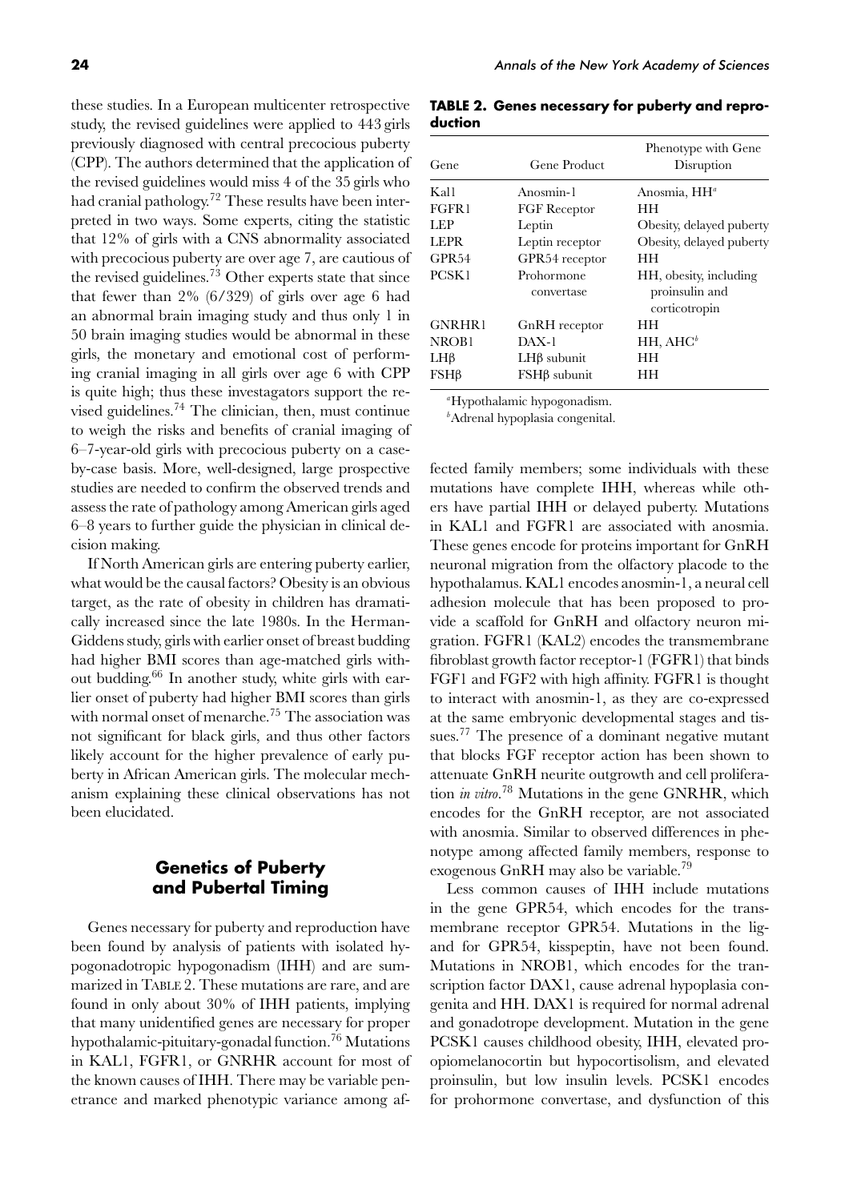these studies. In a European multicenter retrospective study, the revised guidelines were applied to 443 girls previously diagnosed with central precocious puberty (CPP). The authors determined that the application of the revised guidelines would miss 4 of the 35 girls who had cranial pathology.[72] These results have been interpreted in two ways. Some experts, citing the statistic that 12% of girls with a CNS abnormality associated with precocious puberty are over age 7, are cautious of the revised guidelines.[73] Other experts state that since that fewer than 2% (6/329) of girls over age 6 had an abnormal brain imaging study and thus only 1 in 50 brain imaging studies would be abnormal in these girls, the monetary and emotional cost of performing cranial imaging in all girls over age 6 with CPP is quite high; thus these investagators support the revised guidelines.[74] The clinician, then, must continue to weigh the risks and benefits of cranial imaging of 6–7-year-old girls with precocious puberty on a case-by-case basis. More, well-designed, large prospective studies are needed to confirm the observed trends and assess the rate of pathology among American girls aged 6–8 years to further guide the physician in clinical decision making.

If North American girls are entering puberty earlier, what would be the causal factors? Obesity is an obvious target, as the rate of obesity in children has dramatically increased since the late 1980s. In the Herman-Giddens study, girls with earlier onset of breast budding had higher BMI scores than age-matched girls without budding.[66] In another study, white girls with earlier onset of puberty had higher BMI scores than girls with normal onset of menarche.[75] The association was not significant for black girls, and thus other factors likely account for the higher prevalence of early puberty in African American girls. The molecular mechanism explaining these clinical observations has not been elucidated.

## Genetics of Puberty and Pubertal Timing

Genes necessary for puberty and reproduction have been found by analysis of patients with isolated hypogonadotropic hypogonadism (IHH) and are summarized in TABLE 2. These mutations are rare, and are found in only about 30% of IHH patients, implying that many unidentified genes are necessary for proper hypothalamic-pituitary-gonadal function.[76] Mutations in KAL1, FGFR1, or GNRHR account for most of the known causes of IHH. There may be variable penetrance and marked phenotypic variance among affected family members; some individuals with these mutations have complete IHH, whereas while others have partial IHH or delayed puberty. Mutations in KAL1 and FGFR1 are associated with anosmia. These genes encode for proteins important for GnRH neuronal migration from the olfactory placode to the hypothalamus. KAL1 encodes anosmin-1, a neural cell adhesion molecule that has been proposed to provide a scaffold for GnRH and olfactory neuron migration. FGFR1 (KAL2) encodes the transmembrane fibroblast growth factor receptor-1 (FGFR1) that binds FGF1 and FGF2 with high affinity. FGFR1 is thought to interact with anosmin-1, as they are co-expressed at the same embryonic developmental stages and tissues.[77] The presence of a dominant negative mutant that blocks FGF receptor action has been shown to attenuate GnRH neurite outgrowth and cell proliferation *in vitro*.[78] Mutations in the gene GNRHR, which encodes for the GnRH receptor, are not associated with anosmia. Similar to observed differences in phenotype among affected family members, response to exogenous GnRH may also be variable.[79]

**TABLE 2. Genes necessary for puberty and reproduction**

| Gene | Gene Product | Phenotype with Gene Disruption |
|---|---|---|
| Kal1 | Anosmin-1 | Anosmia, HH[a] |
| FGFR1 | FGF Receptor | HH |
| LEP | Leptin | Obesity, delayed puberty |
| LEPR | Leptin receptor | Obesity, delayed puberty |
| GPR54 | GPR54 receptor | HH |
| PCSK1 | Prohormone convertase | HH, obesity, including proinsulin and corticotropin |
| GNRHR1 | GnRH receptor | HH |
| NROB1 | DAX-1 | HH, AHC[b] |
| LHβ | LHβ subunit | HH |
| FSHβ | FSHβ subunit | HH |

[a]Hypothalamic hypogonadism.
[b]Adrenal hypoplasia congenital.

Less common causes of IHH include mutations in the gene GPR54, which encodes for the transmembrane receptor GPR54. Mutations in the ligand for GPR54, kisspeptin, have not been found. Mutations in NROB1, which encodes for the transcription factor DAX1, cause adrenal hypoplasia congenita and HH. DAX1 is required for normal adrenal and gonadotrope development. Mutation in the gene PCSK1 causes childhood obesity, IHH, elevated proopiomelanocortin but hypocortisolism, and elevated proinsulin, but low insulin levels. PCSK1 encodes for prohormone convertase, and dysfunction of this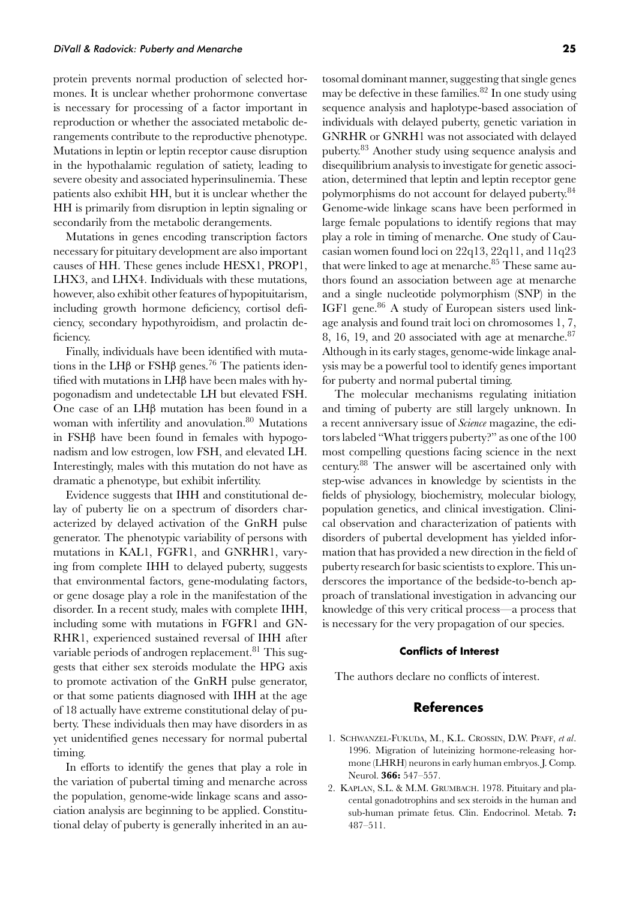protein prevents normal production of selected hormones. It is unclear whether prohormone convertase is necessary for processing of a factor important in reproduction or whether the associated metabolic derangements contribute to the reproductive phenotype. Mutations in leptin or leptin receptor cause disruption in the hypothalamic regulation of satiety, leading to severe obesity and associated hyperinsulinemia. These patients also exhibit HH, but it is unclear whether the HH is primarily from disruption in leptin signaling or secondarily from the metabolic derangements.

Mutations in genes encoding transcription factors necessary for pituitary development are also important causes of HH. These genes include HESX1, PROP1, LHX3, and LHX4. Individuals with these mutations, however, also exhibit other features of hypopituitarism, including growth hormone deficiency, cortisol deficiency, secondary hypothyroidism, and prolactin deficiency.

Finally, individuals have been identified with mutations in the LHβ or FSHβ genes.[76] The patients identified with mutations in LHβ have been males with hypogonadism and undetectable LH but elevated FSH. One case of an LHβ mutation has been found in a woman with infertility and anovulation.[80] Mutations in FSHβ have been found in females with hypogonadism and low estrogen, low FSH, and elevated LH. Interestingly, males with this mutation do not have as dramatic a phenotype, but exhibit infertility.

Evidence suggests that IHH and constitutional delay of puberty lie on a spectrum of disorders characterized by delayed activation of the GnRH pulse generator. The phenotypic variability of persons with mutations in KAL1, FGFR1, and GNRHR1, varying from complete IHH to delayed puberty, suggests that environmental factors, gene-modulating factors, or gene dosage play a role in the manifestation of the disorder. In a recent study, males with complete IHH, including some with mutations in FGFR1 and GNRHR1, experienced sustained reversal of IHH after variable periods of androgen replacement.[81] This suggests that either sex steroids modulate the HPG axis to promote activation of the GnRH pulse generator, or that some patients diagnosed with IHH at the age of 18 actually have extreme constitutional delay of puberty. These individuals then may have disorders in as yet unidentified genes necessary for normal pubertal timing.

In efforts to identify the genes that play a role in the variation of pubertal timing and menarche across the population, genome-wide linkage scans and association analysis are beginning to be applied. Constitutional delay of puberty is generally inherited in an autosomal dominant manner, suggesting that single genes may be defective in these families.[82] In one study using sequence analysis and haplotype-based association of individuals with delayed puberty, genetic variation in GNRHR or GNRH1 was not associated with delayed puberty.[83] Another study using sequence analysis and disequilibrium analysis to investigate for genetic association, determined that leptin and leptin receptor gene polymorphisms do not account for delayed puberty.[84] Genome-wide linkage scans have been performed in large female populations to identify regions that may play a role in timing of menarche. One study of Caucasian women found loci on 22q13, 22q11, and 11q23 that were linked to age at menarche.[85] These same authors found an association between age at menarche and a single nucleotide polymorphism (SNP) in the IGF1 gene.[86] A study of European sisters used linkage analysis and found trait loci on chromosomes 1, 7, 8, 16, 19, and 20 associated with age at menarche.[87] Although in its early stages, genome-wide linkage analysis may be a powerful tool to identify genes important for puberty and normal pubertal timing.

The molecular mechanisms regulating initiation and timing of puberty are still largely unknown. In a recent anniversary issue of *Science* magazine, the editors labeled "What triggers puberty?" as one of the 100 most compelling questions facing science in the next century.[88] The answer will be ascertained only with step-wise advances in knowledge by scientists in the fields of physiology, biochemistry, molecular biology, population genetics, and clinical investigation. Clinical observation and characterization of patients with disorders of pubertal development has yielded information that has provided a new direction in the field of puberty research for basic scientists to explore. This underscores the importance of the bedside-to-bench approach of translational investigation in advancing our knowledge of this very critical process—a process that is necessary for the very propagation of our species.

#### Conflicts of Interest

The authors declare no conflicts of interest.

## References

1. Schwanzel-Fukuda, M., K.L. Crossin, D.W. Pfaff, *et al*. 1996. Migration of luteinizing hormone-releasing hormone (LHRH) neurons in early human embryos. J. Comp. Neurol. **366:** 547–557.
2. Kaplan, S.L. & M.M. Grumbach. 1978. Pituitary and placental gonadotrophins and sex steroids in the human and sub-human primate fetus. Clin. Endocrinol. Metab. **7:** 487–511.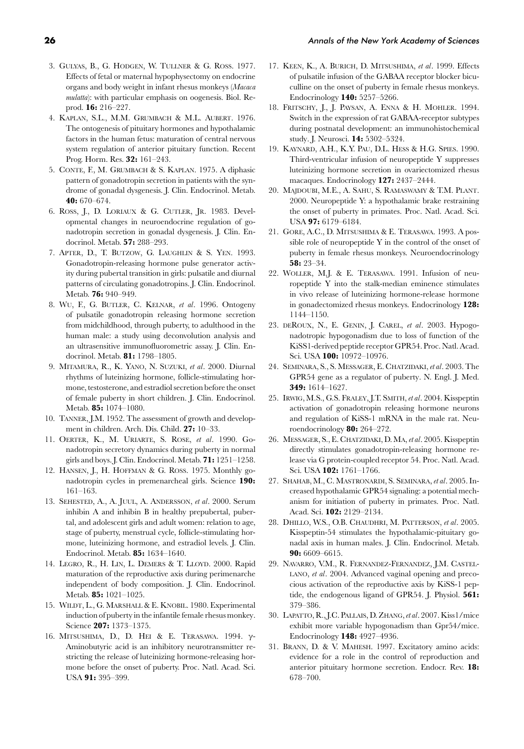3. Gulyas, B., G. Hodgen, W. Tullner & G. Ross. 1977. Effects of fetal or maternal hypophysectomy on endocrine organs and body weight in infant rhesus monkeys (*Macaca mulatta*): with particular emphasis on oogenesis. Biol. Reprod. **16:** 216–227.
4. Kaplan, S.L., M.M. Grumbach & M.L. Aubert. 1976. The ontogenesis of pituitary hormones and hypothalamic factors in the human fetus: maturation of central nervous system regulation of anterior pituitary function. Recent Prog. Horm. Res. **32:** 161–243.
5. Conte, F., M. Grumbach & S. Kaplan. 1975. A diphasic pattern of gonadotropin secretion in patients with the syndrome of gonadal dysgenesis. J. Clin. Endocrinol. Metab. **40:** 670–674.
6. Ross, J., D. Loriaux & G. Cutler, Jr. 1983. Developmental changes in neuroendocrine regulation of gonadotropin secretion in gonadal dysgenesis. J. Clin. Endocrinol. Metab. **57:** 288–293.
7. Apter, D., T. Butzow, G. Laughlin & S. Yen. 1993. Gonadotropin-releasing hormone pulse generator activity during pubertal transition in girls: pulsatile and diurnal patterns of circulating gonadotropins. J. Clin. Endocrinol. Metab. **76:** 940–949.
8. Wu, F., G. Butler, C. Kelnar, *et al*. 1996. Ontogeny of pulsatile gonadotropin releasing hormone secretion from midchildhood, through puberty, to adulthood in the human male: a study using deconvolution analysis and an ultrasensitive immunofluorometric assay. J. Clin. Endocrinol. Metab. **81:** 1798–1805.
9. Mitamura, R., K. Yano, N. Suzuki, *et al*. 2000. Diurnal rhythms of luteinizing hormone, follicle-stimulating hormone, testosterone, and estradiol secretion before the onset of female puberty in short children. J. Clin. Endocrinol. Metab. **85:** 1074–1080.
10. Tanner, J.M. 1952. The assessment of growth and development in children. Arch. Dis. Child. **27:** 10–33.
11. Oerter, K., M. Uriarte, S. Rose, *et al*. 1990. Gonadotropin secretory dynamics during puberty in normal girls and boys. J. Clin. Endocrinol. Metab. **71:** 1251–1258.
12. Hansen, J., H. Hoffman & G. Ross. 1975. Monthly gonadotropin cycles in premenarcheal girls. Science **190:** 161–163.
13. Sehested, A., A. Juul, A. Andersson, *et al*. 2000. Serum inhibin A and inhibin B in healthy prepubertal, pubertal, and adolescent girls and adult women: relation to age, stage of puberty, menstrual cycle, follicle-stimulating hormone, luteinizing hormone, and estradiol levels. J. Clin. Endocrinol. Metab. **85:** 1634–1640.
14. Legro, R., H. Lin, L. Demers & T. Lloyd. 2000. Rapid maturation of the reproductive axis during perimenarche independent of body composition. J. Clin. Endocrinol. Metab. **85:** 1021–1025.
15. Wildt, L., G. Marshall & E. Knobil. 1980. Experimental induction of puberty in the infantile female rhesus monkey. Science **207:** 1373–1375.
16. Mitsushima, D., D. Hei & E. Terasawa. 1994. γ-Aminobutyric acid is an inhibitory neurotransmitter restricting the release of luteinizing hormone-releasing hormone before the onset of puberty. Proc. Natl. Acad. Sci. USA **91:** 395–399.
17. Keen, K., A. Burich, D. Mitsushima, *et al*. 1999. Effects of pulsatile infusion of the GABAA receptor blocker bicuculline on the onset of puberty in female rhesus monkeys. Endocrinology **140:** 5257–5266.
18. Fritschy, J., J. Paysan, A. Enna & H. Mohler. 1994. Switch in the expression of rat GABAA-receptor subtypes during postnatal development: an immunohistochemical study. J. Neurosci. **14:** 5302–5324.
19. Kaynard, A.H., K.Y. Pau, D.L. Hess & H.G. Spies. 1990. Third-ventricular infusion of neuropeptide Y suppresses luteinizing hormone secretion in ovariectomized rhesus macaques. Endocrinology **127:** 2437–2444.
20. Majdoubi, M.E., A. Sahu, S. Ramaswamy & T.M. Plant. 2000. Neuropeptide Y: a hypothalamic brake restraining the onset of puberty in primates. Proc. Natl. Acad. Sci. USA **97:** 6179–6184.
21. Gore, A.C., D. Mitsushima & E. Terasawa. 1993. A possible role of neuropeptide Y in the control of the onset of puberty in female rhesus monkeys. Neuroendocrinology **58:** 23–34.
22. Woller, M.J. & E. Terasawa. 1991. Infusion of neuropeptide Y into the stalk-median eminence stimulates in vivo release of luteinizing hormone-release hormone in gonadectomized rhesus monkeys. Endocrinology **128:** 1144–1150.
23. deRoux, N., E. Genin, J. Carel, *et al*. 2003. Hypogonadotropic hypogonadism due to loss of function of the KiSS1-derived peptide receptor GPR54. Proc. Natl. Acad. Sci. USA **100:** 10972–10976.
24. Seminara, S., S. Messager, E. Chatzidaki, *et al*. 2003. The GPR54 gene as a regulator of puberty. N. Engl. J. Med. **349:** 1614–1627.
25. Irwig, M.S., G.S. Fraley, J.T. Smith, *et al*. 2004. Kisspeptin activation of gonadotropin releasing hormone neurons and regulation of KiSS-1 mRNA in the male rat. Neuroendocrinology **80:** 264–272.
26. Messager, S., E. Chatzidaki, D. Ma, *et al*. 2005. Kisspeptin directly stimulates gonadotropin-releasing hormone release via G protein-coupled receptor 54. Proc. Natl. Acad. Sci. USA **102:** 1761–1766.
27. Shahab, M., C. Mastronardi, S. Seminara, *et al*. 2005. Increased hypothalamic GPR54 signaling: a potential mechanism for initiation of puberty in primates. Proc. Natl. Acad. Sci. **102:** 2129–2134.
28. Dhillo, W.S., O.B. Chaudhri, M. Patterson, *et al*. 2005. Kisspeptin-54 stimulates the hypothalamic-pituitary gonadal axis in human males. J. Clin. Endocrinol. Metab. **90:** 6609–6615.
29. Navarro, V.M., R. Fernandez-Fernandez, J.M. Castellano, *et al*. 2004. Advanced vaginal opening and precocious activation of the reproductive axis by KiSS-1 peptide, the endogenous ligand of GPR54. J. Physiol. **561:** 379–386.
30. Lapatto, R., J.C. Pallais, D. Zhang, *et al*. 2007. Kiss1/mice exhibit more variable hypogonadism than Gpr54/mice. Endocrinology **148:** 4927–4936.
31. Brann, D. & V. Mahesh. 1997. Excitatory amino acids: evidence for a role in the control of reproduction and anterior pituitary hormone secretion. Endocr. Rev. **18:** 678–700.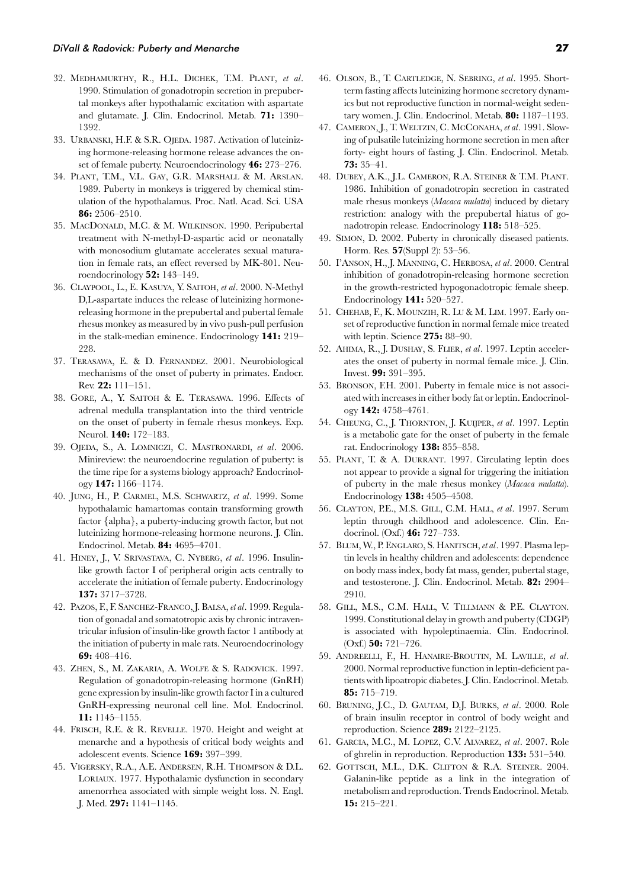32. MEDHAMURTHY, R., H.L. DICHEK, T.M. PLANT, *et al*. 1990. Stimulation of gonadotropin secretion in prepubertal monkeys after hypothalamic excitation with aspartate and glutamate. J. Clin. Endocrinol. Metab. **71:** 1390–1392.
33. URBANSKI, H.F. & S.R. OJEDA. 1987. Activation of luteinizing hormone-releasing hormone release advances the onset of female puberty. Neuroendocrinology **46:** 273–276.
34. PLANT, T.M., V.L. GAY, G.R. MARSHALL & M. ARSLAN. 1989. Puberty in monkeys is triggered by chemical stimulation of the hypothalamus. Proc. Natl. Acad. Sci. USA **86:** 2506–2510.
35. MACDONALD, M.C. & M. WILKINSON. 1990. Peripubertal treatment with N-methyl-D-aspartic acid or neonatally with monosodium glutamate accelerates sexual maturation in female rats, an effect reversed by MK-801. Neuroendocrinology **52:** 143–149.
36. CLAYPOOL, L., E. KASUYA, Y. SAITOH, *et al*. 2000. N-Methyl D,L-aspartate induces the release of luteinizing hormone-releasing hormone in the prepubertal and pubertal female rhesus monkey as measured by in vivo push-pull perfusion in the stalk-median eminence. Endocrinology **141:** 219–228.
37. TERASAWA, E. & D. FERNANDEZ. 2001. Neurobiological mechanisms of the onset of puberty in primates. Endocr. Rev. **22:** 111–151.
38. GORE, A., Y. SAITOH & E. TERASAWA. 1996. Effects of adrenal medulla transplantation into the third ventricle on the onset of puberty in female rhesus monkeys. Exp. Neurol. **140:** 172–183.
39. OJEDA, S., A. LOMNICZI, C. MASTRONARDI, *et al*. 2006. Minireview: the neuroendocrine regulation of puberty: is the time ripe for a systems biology approach? Endocrinology **147:** 1166–1174.
40. JUNG, H., P. CARMEL, M.S. SCHWARTZ, *et al*. 1999. Some hypothalamic hamartomas contain transforming growth factor {alpha}, a puberty-inducing growth factor, but not luteinizing hormone-releasing hormone neurons. J. Clin. Endocrinol. Metab. **84:** 4695–4701.
41. HINEY, J., V. SRIVASTAVA, C. NYBERG, *et al*. 1996. Insulin-like growth factor I of peripheral origin acts centrally to accelerate the initiation of female puberty. Endocrinology **137:** 3717–3728.
42. PAZOS, F., F. SANCHEZ-FRANCO, J. BALSA, *et al*. 1999. Regulation of gonadal and somatotropic axis by chronic intraventricular infusion of insulin-like growth factor 1 antibody at the initiation of puberty in male rats. Neuroendocrinology **69:** 408–416.
43. ZHEN, S., M. ZAKARIA, A. WOLFE & S. RADOVICK. 1997. Regulation of gonadotropin-releasing hormone (GnRH) gene expression by insulin-like growth factor I in a cultured GnRH-expressing neuronal cell line. Mol. Endocrinol. **11:** 1145–1155.
44. FRISCH, R.E. & R. REVELLE. 1970. Height and weight at menarche and a hypothesis of critical body weights and adolescent events. Science **169:** 397–399.
45. VIGERSKY, R.A., A.E. ANDERSEN, R.H. THOMPSON & D.L. LORIAUX. 1977. Hypothalamic dysfunction in secondary amenorrhea associated with simple weight loss. N. Engl. J. Med. **297:** 1141–1145.
46. OLSON, B., T. CARTLEDGE, N. SEBRING, *et al*. 1995. Short-term fasting affects luteinizing hormone secretory dynamics but not reproductive function in normal-weight sedentary women. J. Clin. Endocrinol. Metab. **80:** 1187–1193.
47. CAMERON, J., T. WELTZIN, C. MCCONAHA, *et al*. 1991. Slowing of pulsatile luteinizing hormone secretion in men after forty- eight hours of fasting. J. Clin. Endocrinol. Metab. **73:** 35–41.
48. DUBEY, A.K., J.L. CAMERON, R.A. STEINER & T.M. PLANT. 1986. Inhibition of gonadotropin secretion in castrated male rhesus monkeys (*Macaca mulatta*) induced by dietary restriction: analogy with the prepubertal hiatus of gonadotropin release. Endocrinology **118:** 518–525.
49. SIMON, D. 2002. Puberty in chronically diseased patients. Horm. Res. **57**(Suppl 2): 53–56.
50. I'ANSON, H., J. MANNING, C. HERBOSA, *et al*. 2000. Central inhibition of gonadotropin-releasing hormone secretion in the growth-restricted hypogonadotropic female sheep. Endocrinology **141:** 520–527.
51. CHEHAB, F., K. MOUNZIH, R. LU & M. LIM. 1997. Early onset of reproductive function in normal female mice treated with leptin. Science **275:** 88–90.
52. AHIMA, R., J. DUSHAY, S. FLIER, *et al*. 1997. Leptin accelerates the onset of puberty in normal female mice. J. Clin. Invest. **99:** 391–395.
53. BRONSON, F.H. 2001. Puberty in female mice is not associated with increases in either body fat or leptin. Endocrinology **142:** 4758–4761.
54. CHEUNG, C., J. THORNTON, J. KUIJPER, *et al*. 1997. Leptin is a metabolic gate for the onset of puberty in the female rat. Endocrinology **138:** 855–858.
55. PLANT, T. & A. DURRANT. 1997. Circulating leptin does not appear to provide a signal for triggering the initiation of puberty in the male rhesus monkey (*Macaca mulatta*). Endocrinology **138:** 4505–4508.
56. CLAYTON, P.E., M.S. GILL, C.M. HALL, *et al*. 1997. Serum leptin through childhood and adolescence. Clin. Endocrinol. (Oxf.) **46:** 727–733.
57. BLUM, W., P. ENGLARO, S. HANITSCH, *et al*. 1997. Plasma leptin levels in healthy children and adolescents: dependence on body mass index, body fat mass, gender, pubertal stage, and testosterone. J. Clin. Endocrinol. Metab. **82:** 2904–2910.
58. GILL, M.S., C.M. HALL, V. TILLMANN & P.E. CLAYTON. 1999. Constitutional delay in growth and puberty (CDGP) is associated with hypoleptinaemia. Clin. Endocrinol. (Oxf.) **50:** 721–726.
59. ANDREELLI, F., H. HANAIRE-BROUTIN, M. LAVILLE, *et al*. 2000. Normal reproductive function in leptin-deficient patients with lipoatropic diabetes. J. Clin. Endocrinol. Metab. **85:** 715–719.
60. BRUNING, J.C., D. GAUTAM, D.J. BURKS, *et al*. 2000. Role of brain insulin receptor in control of body weight and reproduction. Science **289:** 2122–2125.
61. GARCIA, M.C., M. LOPEZ, C.V. ALVAREZ, *et al*. 2007. Role of ghrelin in reproduction. Reproduction **133:** 531–540.
62. GOTTSCH, M.L., D.K. CLIFTON & R.A. STEINER. 2004. Galanin-like peptide as a link in the integration of metabolism and reproduction. Trends Endocrinol. Metab. **15:** 215–221.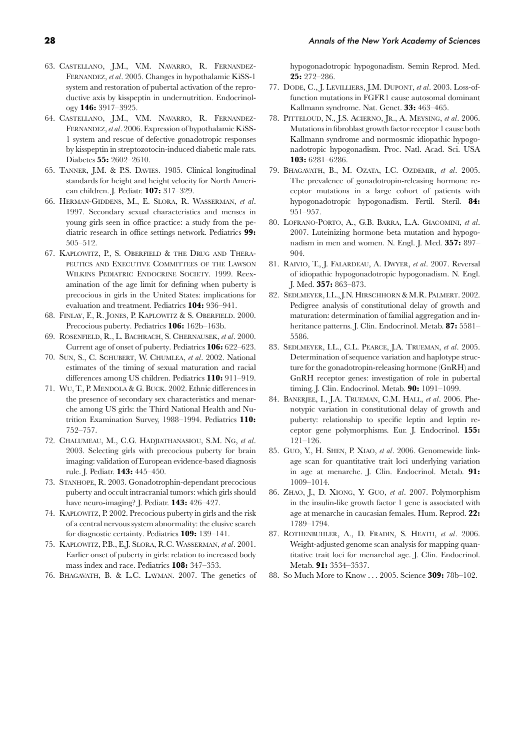63. Castellano, J.M., V.M. Navarro, R. Fernandez-Fernandez, *et al*. 2005. Changes in hypothalamic KiSS-1 system and restoration of pubertal activation of the reproductive axis by kisspeptin in undernutrition. Endocrinology **146:** 3917–3925.
64. Castellano, J.M., V.M. Navarro, R. Fernandez-Fernandez, *et al*. 2006. Expression of hypothalamic KiSS-1 system and rescue of defective gonadotropic responses by kisspeptin in streptozotocin-induced diabetic male rats. Diabetes **55:** 2602–2610.
65. Tanner, J.M. & P.S. Davies. 1985. Clinical longitudinal standards for height and height velocity for North American children. J. Pediatr. **107:** 317–329.
66. Herman-Giddens, M., E. Slora, R. Wasserman, *et al*. 1997. Secondary sexual characteristics and menses in young girls seen in office practice: a study from the pediatric research in office settings network. Pediatrics **99:** 505–512.
67. Kaplowitz, P., S. Oberfield & the Drug and Therapeutics and Executive Committees of the Lawson Wilkins Pediatric Endocrine Society. 1999. Reexamination of the age limit for defining when puberty is precocious in girls in the United States: implications for evaluation and treatment. Pediatrics **104:** 936–941.
68. Finlay, F., R. Jones, P. Kaplowitz & S. Oberfield. 2000. Precocious puberty. Pediatrics **106:** 162b–163b.
69. Rosenfield, R., L. Bachrach, S. Chernausek, *et al*. 2000. Current age of onset of puberty. Pediatrics **106:** 622–623.
70. Sun, S., C. Schubert, W. Chumlea, *et al*. 2002. National estimates of the timing of sexual maturation and racial differences among US children. Pediatrics **110:** 911–919.
71. Wu, T., P. Mendola & G. Buck. 2002. Ethnic differences in the presence of secondary sex characteristics and menarche among US girls: the Third National Health and Nutrition Examination Survey, 1988–1994. Pediatrics **110:** 752–757.
72. Chalumeau, M., C.G. Hadjiathanasiou, S.M. Ng, *et al*. 2003. Selecting girls with precocious puberty for brain imaging: validation of European evidence-based diagnosis rule. J. Pediatr. **143:** 445–450.
73. Stanhope, R. 2003. Gonadotrophin-dependant precocious puberty and occult intracranial tumors: which girls should have neuro-imaging? J. Pediatr. **143:** 426–427.
74. Kaplowitz, P. 2002. Precocious puberty in girls and the risk of a central nervous system abnormality: the elusive search for diagnostic certainty. Pediatrics **109:** 139–141.
75. Kaplowitz, P.B., E.J. Slora, R.C. Wasserman, *et al*. 2001. Earlier onset of puberty in girls: relation to increased body mass index and race. Pediatrics **108:** 347–353.
76. Bhagavath, B. & L.C. Layman. 2007. The genetics of hypogonadotropic hypogonadism. Semin Reprod. Med. **25:** 272–286.
77. Dode, C., J. Levilliers, J.M. Dupont, *et al*. 2003. Loss-of-function mutations in FGFR1 cause autosomal dominant Kallmann syndrome. Nat. Genet. **33:** 463–465.
78. Pitteloud, N., J.S. Acierno, Jr., A. Meysing, *et al*. 2006. Mutations in fibroblast growth factor receptor 1 cause both Kallmann syndrome and normosmic idiopathic hypogonadotropic hypogonadism. Proc. Natl. Acad. Sci. USA **103:** 6281–6286.
79. Bhagavath, B., M. Ozata, I.C. Ozdemir, *et al*. 2005. The prevalence of gonadotropin-releasing hormone receptor mutations in a large cohort of patients with hypogonadotropic hypogonadism. Fertil. Steril. **84:** 951–957.
80. Lofrano-Porto, A., G.B. Barra, L.A. Giacomini, *et al*. 2007. Luteinizing hormone beta mutation and hypogonadism in men and women. N. Engl. J. Med. **357:** 897–904.
81. Raivio, T., J. Falardeau, A. Dwyer, *et al*. 2007. Reversal of idiopathic hypogonadotropic hypogonadism. N. Engl. J. Med. **357:** 863–873.
82. Sedlmeyer, I.L., J.N. Hirschhorn & M.R. Palmert. 2002. Pedigree analysis of constitutional delay of growth and maturation: determination of familial aggregation and inheritance patterns. J. Clin. Endocrinol. Metab. **87:** 5581–5586.
83. Sedlmeyer, I.L., C.L. Pearce, J.A. Trueman, *et al*. 2005. Determination of sequence variation and haplotype structure for the gonadotropin-releasing hormone (GnRH) and GnRH receptor genes: investigation of role in pubertal timing. J. Clin. Endocrinol. Metab. **90:** 1091–1099.
84. Banerjee, I., J.A. Trueman, C.M. Hall, *et al*. 2006. Phenotypic variation in constitutional delay of growth and puberty: relationship to specific leptin and leptin receptor gene polymorphisms. Eur. J. Endocrinol. **155:** 121–126.
85. Guo, Y., H. Shen, P. Xiao, *et al*. 2006. Genomewide linkage scan for quantitative trait loci underlying variation in age at menarche. J. Clin. Endocrinol. Metab. **91:** 1009–1014.
86. Zhao, J., D. Xiong, Y. Guo, *et al*. 2007. Polymorphism in the insulin-like growth factor 1 gene is associated with age at menarche in caucasian females. Hum. Reprod. **22:** 1789–1794.
87. Rothenbuhler, A., D. Fradin, S. Heath, *et al*. 2006. Weight-adjusted genome scan analysis for mapping quantitative trait loci for menarchal age. J. Clin. Endocrinol. Metab. **91:** 3534–3537.
88. So Much More to Know . . . 2005. Science **309:** 78b–102.